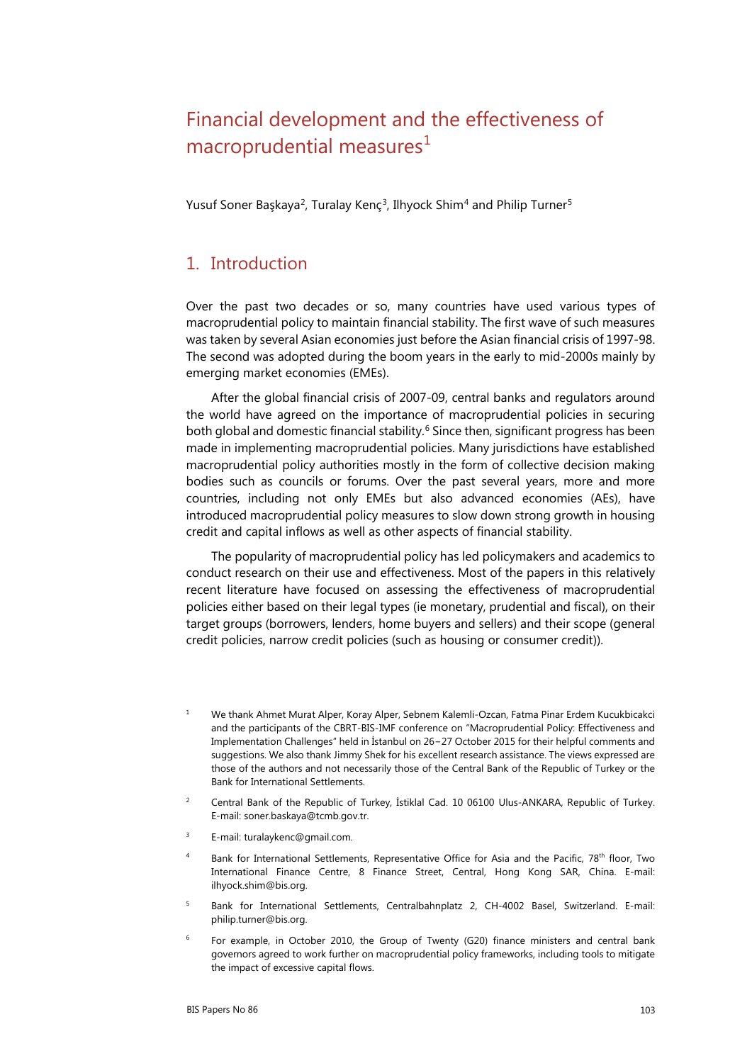# Financial development and the effectiveness of macroprudential measures[1]

Yusuf Soner Başkaya[2], Turalay Kenç[3], Ilhyock Shim[4] and Philip Turner[5]

## 1. Introduction

Over the past two decades or so, many countries have used various types of macroprudential policy to maintain financial stability. The first wave of such measures was taken by several Asian economies just before the Asian financial crisis of 1997-98. The second was adopted during the boom years in the early to mid-2000s mainly by emerging market economies (EMEs).

After the global financial crisis of 2007-09, central banks and regulators around the world have agreed on the importance of macroprudential policies in securing both global and domestic financial stability.[6] Since then, significant progress has been made in implementing macroprudential policies. Many jurisdictions have established macroprudential policy authorities mostly in the form of collective decision making bodies such as councils or forums. Over the past several years, more and more countries, including not only EMEs but also advanced economies (AEs), have introduced macroprudential policy measures to slow down strong growth in housing credit and capital inflows as well as other aspects of financial stability.

The popularity of macroprudential policy has led policymakers and academics to conduct research on their use and effectiveness. Most of the papers in this relatively recent literature have focused on assessing the effectiveness of macroprudential policies either based on their legal types (ie monetary, prudential and fiscal), on their target groups (borrowers, lenders, home buyers and sellers) and their scope (general credit policies, narrow credit policies (such as housing or consumer credit)).

---

[1] We thank Ahmet Murat Alper, Koray Alper, Sebnem Kalemli-Ozcan, Fatma Pinar Erdem Kucukbicakci and the participants of the CBRT-BIS-IMF conference on "Macroprudential Policy: Effectiveness and Implementation Challenges" held in İstanbul on 26–27 October 2015 for their helpful comments and suggestions. We also thank Jimmy Shek for his excellent research assistance. The views expressed are those of the authors and not necessarily those of the Central Bank of the Republic of Turkey or the Bank for International Settlements.

[2] Central Bank of the Republic of Turkey, İstiklal Cad. 10 06100 Ulus-ANKARA, Republic of Turkey. E-mail: soner.baskaya@tcmb.gov.tr.

[3] E-mail: turalaykenc@gmail.com.

[4] Bank for International Settlements, Representative Office for Asia and the Pacific, 78th floor, Two International Finance Centre, 8 Finance Street, Central, Hong Kong SAR, China. E-mail: ilhyock.shim@bis.org.

[5] Bank for International Settlements, Centralbahnplatz 2, CH-4002 Basel, Switzerland. E-mail: philip.turner@bis.org.

[6] For example, in October 2010, the Group of Twenty (G20) finance ministers and central bank governors agreed to work further on macroprudential policy frameworks, including tools to mitigate the impact of excessive capital flows.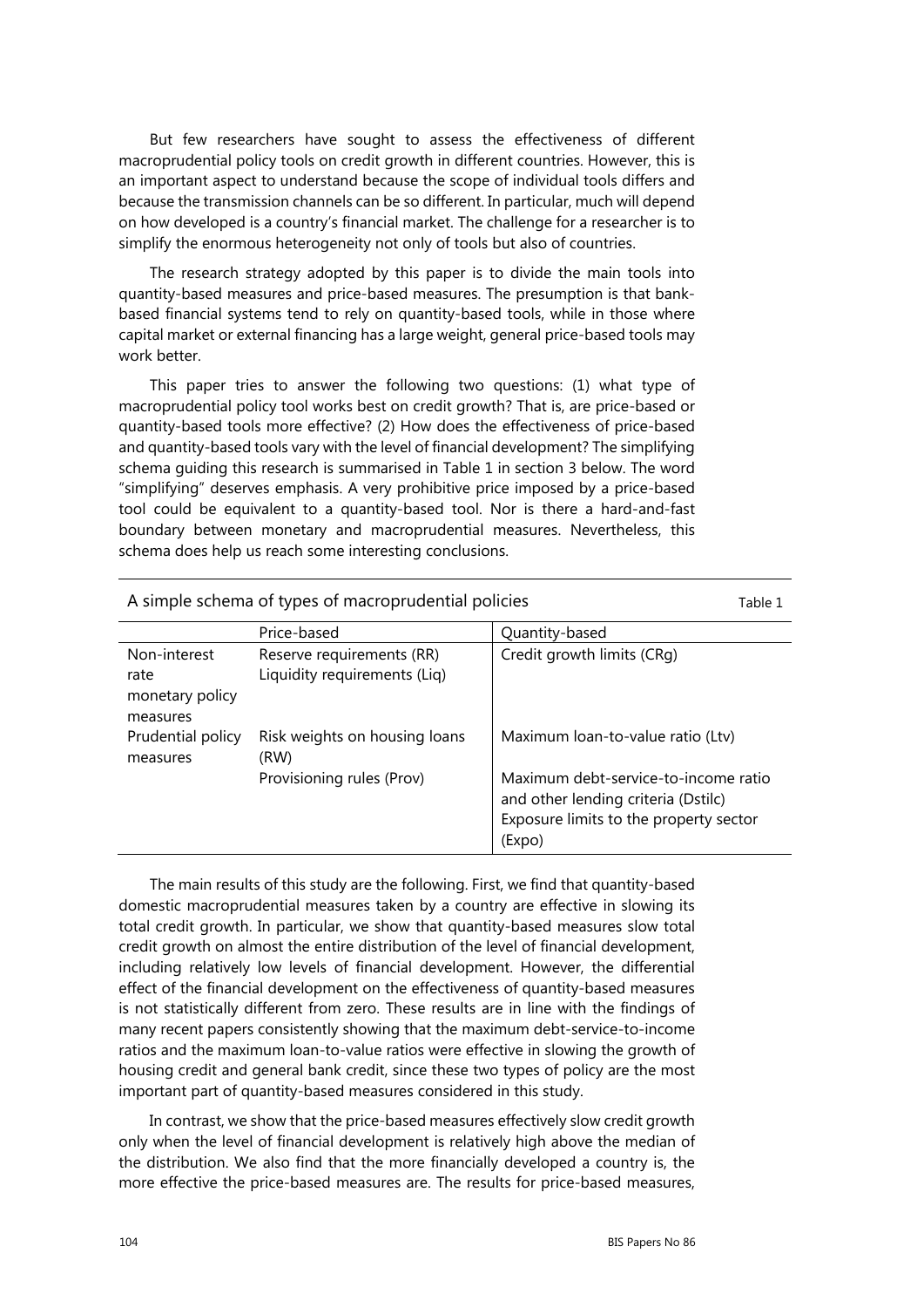But few researchers have sought to assess the effectiveness of different macroprudential policy tools on credit growth in different countries. However, this is an important aspect to understand because the scope of individual tools differs and because the transmission channels can be so different. In particular, much will depend on how developed is a country's financial market. The challenge for a researcher is to simplify the enormous heterogeneity not only of tools but also of countries.

The research strategy adopted by this paper is to divide the main tools into quantity-based measures and price-based measures. The presumption is that bank-based financial systems tend to rely on quantity-based tools, while in those where capital market or external financing has a large weight, general price-based tools may work better.

This paper tries to answer the following two questions: (1) what type of macroprudential policy tool works best on credit growth? That is, are price-based or quantity-based tools more effective? (2) How does the effectiveness of price-based and quantity-based tools vary with the level of financial development? The simplifying schema guiding this research is summarised in Table 1 in section 3 below. The word "simplifying" deserves emphasis. A very prohibitive price imposed by a price-based tool could be equivalent to a quantity-based tool. Nor is there a hard-and-fast boundary between monetary and macroprudential measures. Nevertheless, this schema does help us reach some interesting conclusions.

A simple schema of types of macroprudential policies — Table 1

| | Price-based | Quantity-based |
|---|---|---|
| Non-interest rate monetary policy measures | Reserve requirements (RR)<br>Liquidity requirements (Liq) | Credit growth limits (CRg) |
| Prudential policy measures | Risk weights on housing loans (RW)<br>Provisioning rules (Prov) | Maximum loan-to-value ratio (Ltv)<br>Maximum debt-service-to-income ratio and other lending criteria (Dstilc)<br>Exposure limits to the property sector (Expo) |

The main results of this study are the following. First, we find that quantity-based domestic macroprudential measures taken by a country are effective in slowing its total credit growth. In particular, we show that quantity-based measures slow total credit growth on almost the entire distribution of the level of financial development, including relatively low levels of financial development. However, the differential effect of the financial development on the effectiveness of quantity-based measures is not statistically different from zero. These results are in line with the findings of many recent papers consistently showing that the maximum debt-service-to-income ratios and the maximum loan-to-value ratios were effective in slowing the growth of housing credit and general bank credit, since these two types of policy are the most important part of quantity-based measures considered in this study.

In contrast, we show that the price-based measures effectively slow credit growth only when the level of financial development is relatively high above the median of the distribution. We also find that the more financially developed a country is, the more effective the price-based measures are. The results for price-based measures,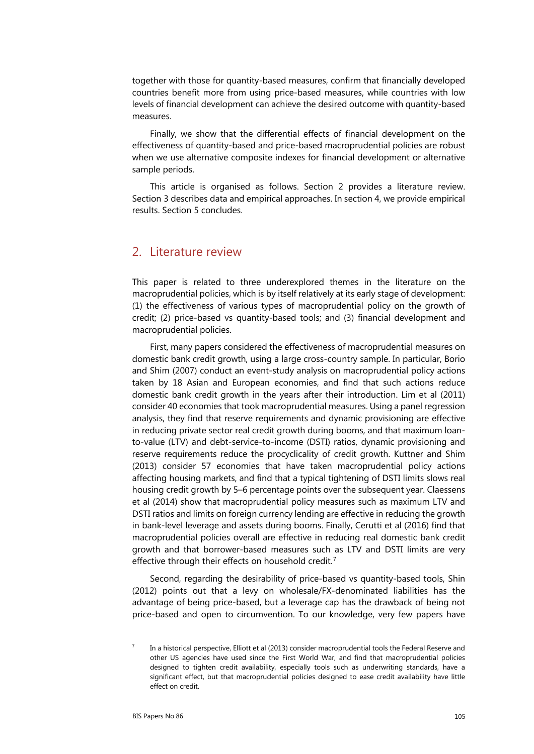together with those for quantity-based measures, confirm that financially developed countries benefit more from using price-based measures, while countries with low levels of financial development can achieve the desired outcome with quantity-based measures.

Finally, we show that the differential effects of financial development on the effectiveness of quantity-based and price-based macroprudential policies are robust when we use alternative composite indexes for financial development or alternative sample periods.

This article is organised as follows. Section 2 provides a literature review. Section 3 describes data and empirical approaches. In section 4, we provide empirical results. Section 5 concludes.

## 2. Literature review

This paper is related to three underexplored themes in the literature on the macroprudential policies, which is by itself relatively at its early stage of development: (1) the effectiveness of various types of macroprudential policy on the growth of credit; (2) price-based vs quantity-based tools; and (3) financial development and macroprudential policies.

First, many papers considered the effectiveness of macroprudential measures on domestic bank credit growth, using a large cross-country sample. In particular, Borio and Shim (2007) conduct an event-study analysis on macroprudential policy actions taken by 18 Asian and European economies, and find that such actions reduce domestic bank credit growth in the years after their introduction. Lim et al (2011) consider 40 economies that took macroprudential measures. Using a panel regression analysis, they find that reserve requirements and dynamic provisioning are effective in reducing private sector real credit growth during booms, and that maximum loan-to-value (LTV) and debt-service-to-income (DSTI) ratios, dynamic provisioning and reserve requirements reduce the procyclicality of credit growth. Kuttner and Shim (2013) consider 57 economies that have taken macroprudential policy actions affecting housing markets, and find that a typical tightening of DSTI limits slows real housing credit growth by 5–6 percentage points over the subsequent year. Claessens et al (2014) show that macroprudential policy measures such as maximum LTV and DSTI ratios and limits on foreign currency lending are effective in reducing the growth in bank-level leverage and assets during booms. Finally, Cerutti et al (2016) find that macroprudential policies overall are effective in reducing real domestic bank credit growth and that borrower-based measures such as LTV and DSTI limits are very effective through their effects on household credit.[7]

Second, regarding the desirability of price-based vs quantity-based tools, Shin (2012) points out that a levy on wholesale/FX-denominated liabilities has the advantage of being price-based, but a leverage cap has the drawback of being not price-based and open to circumvention. To our knowledge, very few papers have

[7] In a historical perspective, Elliott et al (2013) consider macroprudential tools the Federal Reserve and other US agencies have used since the First World War, and find that macroprudential policies designed to tighten credit availability, especially tools such as underwriting standards, have a significant effect, but that macroprudential policies designed to ease credit availability have little effect on credit.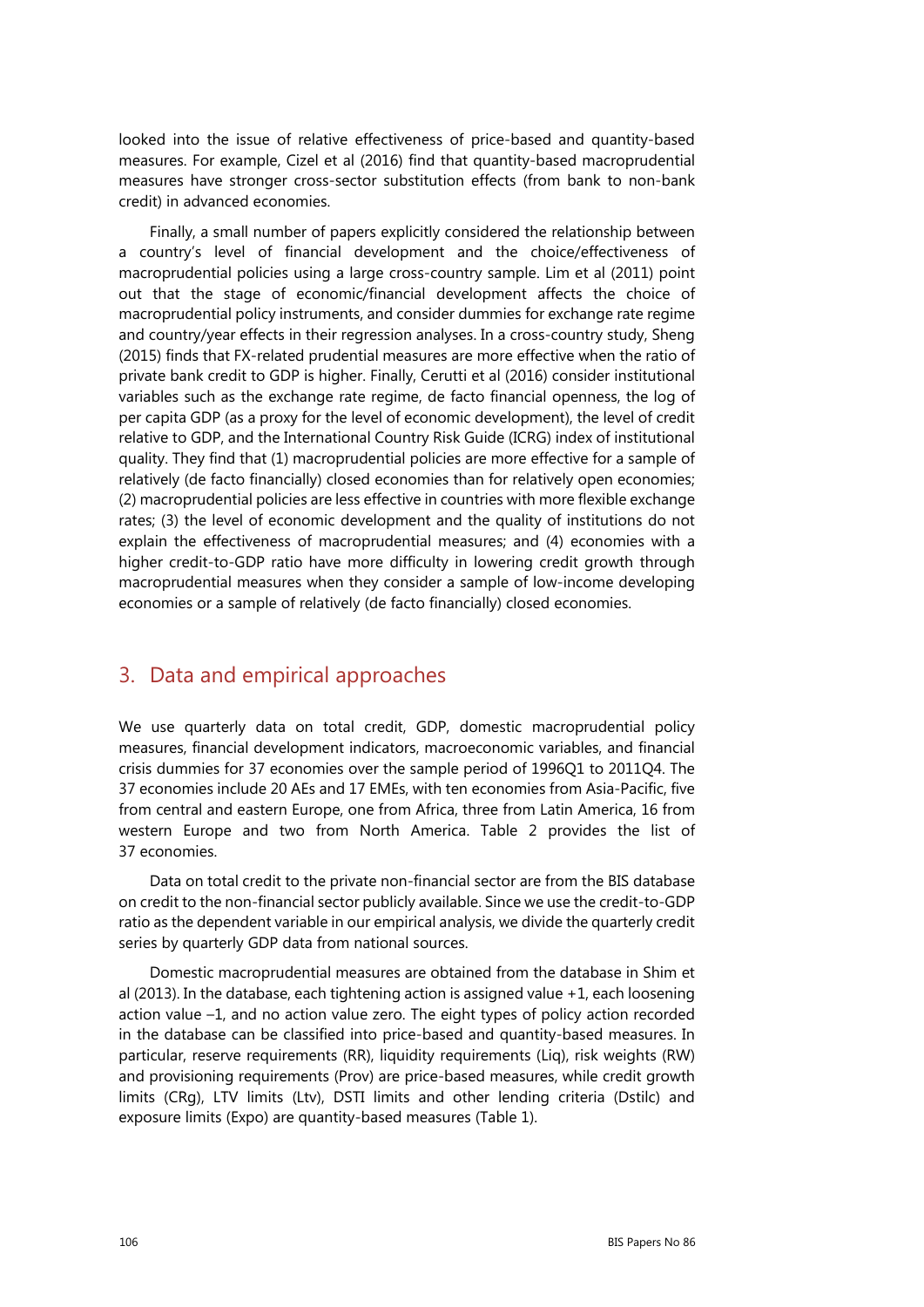looked into the issue of relative effectiveness of price-based and quantity-based measures. For example, Cizel et al (2016) find that quantity-based macroprudential measures have stronger cross-sector substitution effects (from bank to non-bank credit) in advanced economies.

Finally, a small number of papers explicitly considered the relationship between a country's level of financial development and the choice/effectiveness of macroprudential policies using a large cross-country sample. Lim et al (2011) point out that the stage of economic/financial development affects the choice of macroprudential policy instruments, and consider dummies for exchange rate regime and country/year effects in their regression analyses. In a cross-country study, Sheng (2015) finds that FX-related prudential measures are more effective when the ratio of private bank credit to GDP is higher. Finally, Cerutti et al (2016) consider institutional variables such as the exchange rate regime, de facto financial openness, the log of per capita GDP (as a proxy for the level of economic development), the level of credit relative to GDP, and the International Country Risk Guide (ICRG) index of institutional quality. They find that (1) macroprudential policies are more effective for a sample of relatively (de facto financially) closed economies than for relatively open economies; (2) macroprudential policies are less effective in countries with more flexible exchange rates; (3) the level of economic development and the quality of institutions do not explain the effectiveness of macroprudential measures; and (4) economies with a higher credit-to-GDP ratio have more difficulty in lowering credit growth through macroprudential measures when they consider a sample of low-income developing economies or a sample of relatively (de facto financially) closed economies.

## 3. Data and empirical approaches

We use quarterly data on total credit, GDP, domestic macroprudential policy measures, financial development indicators, macroeconomic variables, and financial crisis dummies for 37 economies over the sample period of 1996Q1 to 2011Q4. The 37 economies include 20 AEs and 17 EMEs, with ten economies from Asia-Pacific, five from central and eastern Europe, one from Africa, three from Latin America, 16 from western Europe and two from North America. Table 2 provides the list of 37 economies.

Data on total credit to the private non-financial sector are from the BIS database on credit to the non-financial sector publicly available. Since we use the credit-to-GDP ratio as the dependent variable in our empirical analysis, we divide the quarterly credit series by quarterly GDP data from national sources.

Domestic macroprudential measures are obtained from the database in Shim et al (2013). In the database, each tightening action is assigned value +1, each loosening action value –1, and no action value zero. The eight types of policy action recorded in the database can be classified into price-based and quantity-based measures. In particular, reserve requirements (RR), liquidity requirements (Liq), risk weights (RW) and provisioning requirements (Prov) are price-based measures, while credit growth limits (CRg), LTV limits (Ltv), DSTI limits and other lending criteria (Dstilc) and exposure limits (Expo) are quantity-based measures (Table 1).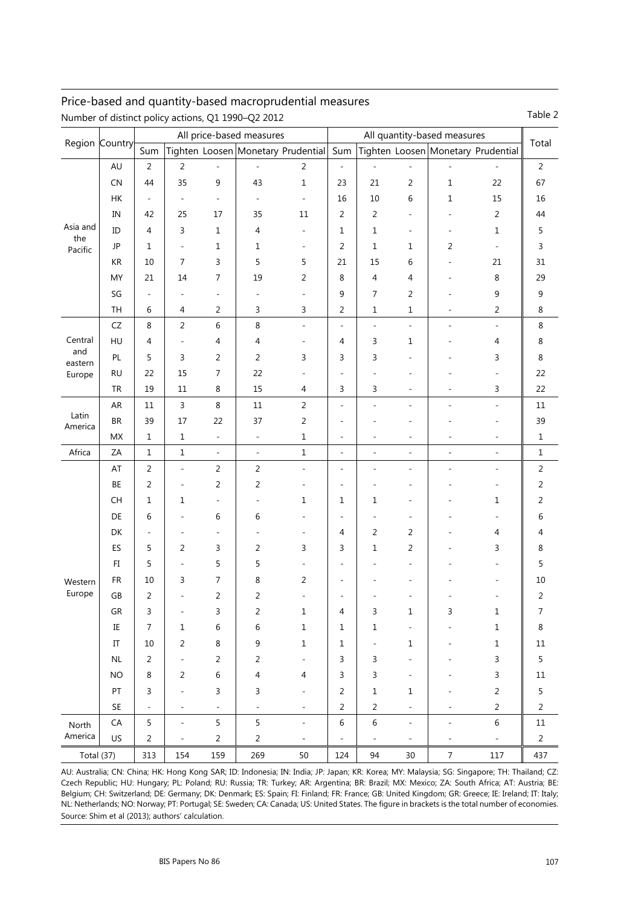## Price-based and quantity-based macroprudential measures

Number of distinct policy actions, Q1 1990–Q2 2012

Table 2

| Region | Country | All price-based measures | | | | | All quantity-based measures | | | | | Total |
|---|---|---|---|---|---|---|---|---|---|---|---|---|
| | | Sum | Tighten | Loosen | Monetary | Prudential | Sum | Tighten | Loosen | Monetary | Prudential | |
| Asia and the Pacific | AU | 2 | 2 | - | - | 2 | - | - | - | - | - | 2 |
| | CN | 44 | 35 | 9 | 43 | 1 | 23 | 21 | 2 | 1 | 22 | 67 |
| | HK | - | - | - | - | - | 16 | 10 | 6 | 1 | 15 | 16 |
| | IN | 42 | 25 | 17 | 35 | 11 | 2 | 2 | - | - | 2 | 44 |
| | ID | 4 | 3 | 1 | 4 | - | 1 | 1 | - | - | 1 | 5 |
| | JP | 1 | - | 1 | 1 | - | 2 | 1 | 1 | 2 | - | 3 |
| | KR | 10 | 7 | 3 | 5 | 5 | 21 | 15 | 6 | - | 21 | 31 |
| | MY | 21 | 14 | 7 | 19 | 2 | 8 | 4 | 4 | - | 8 | 29 |
| | SG | - | - | - | - | - | 9 | 7 | 2 | - | 9 | 9 |
| | TH | 6 | 4 | 2 | 3 | 3 | 2 | 1 | 1 | - | 2 | 8 |
| Central and eastern Europe | CZ | 8 | 2 | 6 | 8 | - | - | - | - | - | - | 8 |
| | HU | 4 | - | 4 | 4 | - | 4 | 3 | 1 | - | 4 | 8 |
| | PL | 5 | 3 | 2 | 2 | 3 | 3 | 3 | - | - | 3 | 8 |
| | RU | 22 | 15 | 7 | 22 | - | - | - | - | - | - | 22 |
| | TR | 19 | 11 | 8 | 15 | 4 | 3 | 3 | - | - | 3 | 22 |
| Latin America | AR | 11 | 3 | 8 | 11 | 2 | - | - | - | - | - | 11 |
| | BR | 39 | 17 | 22 | 37 | 2 | - | - | - | - | - | 39 |
| | MX | 1 | 1 | - | - | 1 | - | - | - | - | - | 1 |
| Africa | ZA | 1 | 1 | - | - | 1 | - | - | - | - | - | 1 |
| Western Europe | AT | 2 | - | 2 | 2 | - | - | - | - | - | - | 2 |
| | BE | 2 | - | 2 | 2 | - | - | - | - | - | - | 2 |
| | CH | 1 | 1 | - | - | 1 | 1 | 1 | - | - | 1 | 2 |
| | DE | 6 | - | 6 | 6 | - | - | - | - | - | - | 6 |
| | DK | - | - | - | - | - | 4 | 2 | 2 | - | 4 | 4 |
| | ES | 5 | 2 | 3 | 2 | 3 | 3 | 1 | 2 | - | 3 | 8 |
| | FI | 5 | - | 5 | 5 | - | - | - | - | - | - | 5 |
| | FR | 10 | 3 | 7 | 8 | 2 | - | - | - | - | - | 10 |
| | GB | 2 | - | 2 | 2 | - | - | - | - | - | - | 2 |
| | GR | 3 | - | 3 | 2 | 1 | 4 | 3 | 1 | 3 | 1 | 7 |
| | IE | 7 | 1 | 6 | 6 | 1 | 1 | 1 | - | - | 1 | 8 |
| | IT | 10 | 2 | 8 | 9 | 1 | 1 | - | 1 | - | 1 | 11 |
| | NL | 2 | - | 2 | 2 | - | 3 | 3 | - | - | 3 | 5 |
| | NO | 8 | 2 | 6 | 4 | 4 | 3 | 3 | - | - | 3 | 11 |
| | PT | 3 | - | 3 | 3 | - | 2 | 1 | 1 | - | 2 | 5 |
| | SE | - | - | - | - | - | 2 | 2 | - | - | 2 | 2 |
| North America | CA | 5 | - | 5 | 5 | - | 6 | 6 | - | - | 6 | 11 |
| | US | 2 | - | 2 | 2 | - | - | - | - | - | - | 2 |
| Total (37) | | 313 | 154 | 159 | 269 | 50 | 124 | 94 | 30 | 7 | 117 | 437 |

AU: Australia; CN: China; HK: Hong Kong SAR; ID: Indonesia; IN: India; JP: Japan; KR: Korea; MY: Malaysia; SG: Singapore; TH: Thailand; CZ: Czech Republic; HU: Hungary; PL: Poland; RU: Russia; TR: Turkey; AR: Argentina; BR: Brazil; MX: Mexico; ZA: South Africa; AT: Austria; BE: Belgium; CH: Switzerland; DE: Germany; DK: Denmark; ES: Spain; FI: Finland; FR: France; GB: United Kingdom; GR: Greece; IE: Ireland; IT: Italy; NL: Netherlands; NO: Norway; PT: Portugal; SE: Sweden; CA: Canada; US: United States. The figure in brackets is the total number of economies.

Source: Shim et al (2013); authors' calculation.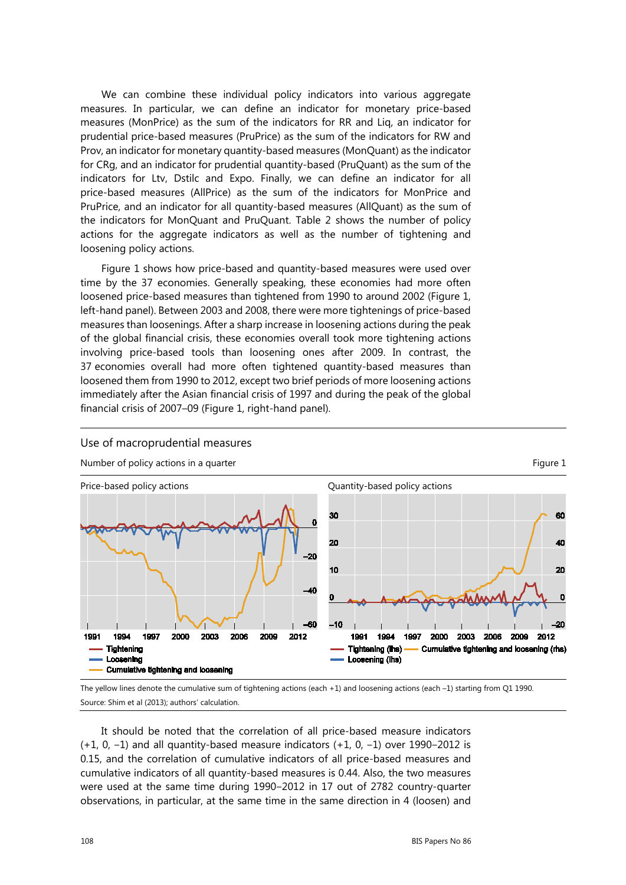We can combine these individual policy indicators into various aggregate measures. In particular, we can define an indicator for monetary price-based measures (MonPrice) as the sum of the indicators for RR and Liq, an indicator for prudential price-based measures (PruPrice) as the sum of the indicators for RW and Prov, an indicator for monetary quantity-based measures (MonQuant) as the indicator for CRg, and an indicator for prudential quantity-based (PruQuant) as the sum of the indicators for Ltv, Dstilc and Expo. Finally, we can define an indicator for all price-based measures (AllPrice) as the sum of the indicators for MonPrice and PruPrice, and an indicator for all quantity-based measures (AllQuant) as the sum of the indicators for MonQuant and PruQuant. Table 2 shows the number of policy actions for the aggregate indicators as well as the number of tightening and loosening policy actions.

Figure 1 shows how price-based and quantity-based measures were used over time by the 37 economies. Generally speaking, these economies had more often loosened price-based measures than tightened from 1990 to around 2002 (Figure 1, left-hand panel). Between 2003 and 2008, there were more tightenings of price-based measures than loosenings. After a sharp increase in loosening actions during the peak of the global financial crisis, these economies overall took more tightening actions involving price-based tools than loosening ones after 2009. In contrast, the 37 economies overall had more often tightened quantity-based measures than loosened them from 1990 to 2012, except two brief periods of more loosening actions immediately after the Asian financial crisis of 1997 and during the peak of the global financial crisis of 2007–09 (Figure 1, right-hand panel).

## Use of macroprudential measures

Number of policy actions in a quarter — Figure 1

Price-based policy actions | Quantity-based policy actions

Legend (left panel): Tightening; Loosening; Cumulative tightening and loosening

Legend (right panel): Tightening (lhs); Loosening (lhs); Cumulative tightening and loosening (rhs)

The yellow lines denote the cumulative sum of tightening actions (each +1) and loosening actions (each –1) starting from Q1 1990.

Source: Shim et al (2013); authors' calculation.

It should be noted that the correlation of all price-based measure indicators (+1, 0, –1) and all quantity-based measure indicators (+1, 0, –1) over 1990–2012 is 0.15, and the correlation of cumulative indicators of all price-based measures and cumulative indicators of all quantity-based measures is 0.44. Also, the two measures were used at the same time during 1990–2012 in 17 out of 2782 country-quarter observations, in particular, at the same time in the same direction in 4 (loosen) and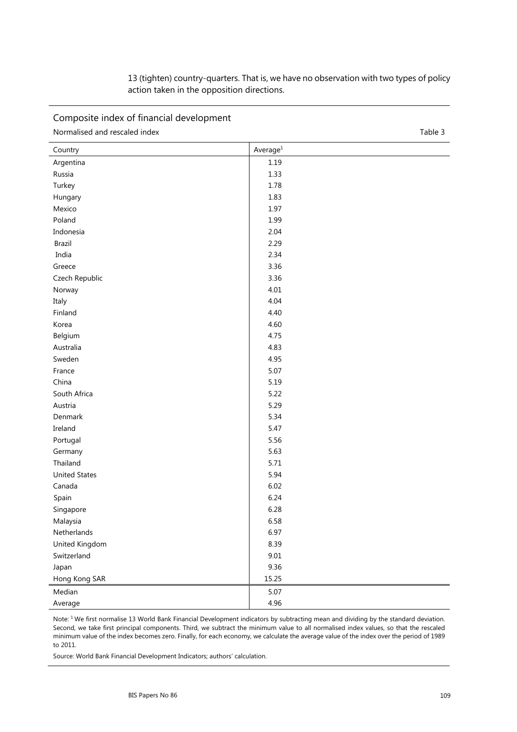13 (tighten) country-quarters. That is, we have no observation with two types of policy action taken in the opposition directions.

Composite index of financial development

Normalised and rescaled index

Table 3

| Country | Average[1] |
|---|---|
| Argentina | 1.19 |
| Russia | 1.33 |
| Turkey | 1.78 |
| Hungary | 1.83 |
| Mexico | 1.97 |
| Poland | 1.99 |
| Indonesia | 2.04 |
| Brazil | 2.29 |
| India | 2.34 |
| Greece | 3.36 |
| Czech Republic | 3.36 |
| Norway | 4.01 |
| Italy | 4.04 |
| Finland | 4.40 |
| Korea | 4.60 |
| Belgium | 4.75 |
| Australia | 4.83 |
| Sweden | 4.95 |
| France | 5.07 |
| China | 5.19 |
| South Africa | 5.22 |
| Austria | 5.29 |
| Denmark | 5.34 |
| Ireland | 5.47 |
| Portugal | 5.56 |
| Germany | 5.63 |
| Thailand | 5.71 |
| United States | 5.94 |
| Canada | 6.02 |
| Spain | 6.24 |
| Singapore | 6.28 |
| Malaysia | 6.58 |
| Netherlands | 6.97 |
| United Kingdom | 8.39 |
| Switzerland | 9.01 |
| Japan | 9.36 |
| Hong Kong SAR | 15.25 |
| Median | 5.07 |
| Average | 4.96 |

Note: [1] We first normalise 13 World Bank Financial Development indicators by subtracting mean and dividing by the standard deviation. Second, we take first principal components. Third, we subtract the minimum value to all normalised index values, so that the rescaled minimum value of the index becomes zero. Finally, for each economy, we calculate the average value of the index over the period of 1989 to 2011.

Source: World Bank Financial Development Indicators; authors' calculation.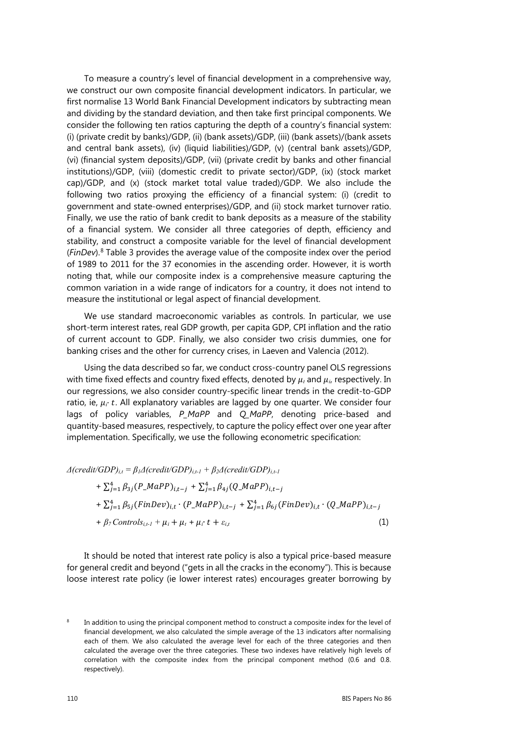To measure a country's level of financial development in a comprehensive way, we construct our own composite financial development indicators. In particular, we first normalise 13 World Bank Financial Development indicators by subtracting mean and dividing by the standard deviation, and then take first principal components. We consider the following ten ratios capturing the depth of a country's financial system: (i) (private credit by banks)/GDP, (ii) (bank assets)/GDP, (iii) (bank assets)/(bank assets and central bank assets), (iv) (liquid liabilities)/GDP, (v) (central bank assets)/GDP, (vi) (financial system deposits)/GDP, (vii) (private credit by banks and other financial institutions)/GDP, (viii) (domestic credit to private sector)/GDP, (ix) (stock market cap)/GDP, and (x) (stock market total value traded)/GDP. We also include the following two ratios proxying the efficiency of a financial system: (i) (credit to government and state-owned enterprises)/GDP, and (ii) stock market turnover ratio. Finally, we use the ratio of bank credit to bank deposits as a measure of the stability of a financial system. We consider all three categories of depth, efficiency and stability, and construct a composite variable for the level of financial development (*FinDev*).[8] Table 3 provides the average value of the composite index over the period of 1989 to 2011 for the 37 economies in the ascending order. However, it is worth noting that, while our composite index is a comprehensive measure capturing the common variation in a wide range of indicators for a country, it does not intend to measure the institutional or legal aspect of financial development.

We use standard macroeconomic variables as controls. In particular, we use short-term interest rates, real GDP growth, per capita GDP, CPI inflation and the ratio of current account to GDP. Finally, we also consider two crisis dummies, one for banking crises and the other for currency crises, in Laeven and Valencia (2012).

Using the data described so far, we conduct cross-country panel OLS regressions with time fixed effects and country fixed effects, denoted by $\mu_t$ and $\mu_i$, respectively. In our regressions, we also consider country-specific linear trends in the credit-to-GDP ratio, ie, $\mu_i \cdot t$. All explanatory variables are lagged by one quarter. We consider four lags of policy variables, *P_MaPP* and *Q_MaPP*, denoting price-based and quantity-based measures, respectively, to capture the policy effect over one year after implementation. Specifically, we use the following econometric specification:

$$
\begin{aligned}
\Delta(credit/GDP)_{i,t} &= \beta_1 \Delta(credit/GDP)_{i,t-1} + \beta_2 \Delta(credit/GDP)_{i,t-1} \\
&+ \sum_{j=1}^{4} \beta_{3j} (P\_MaPP)_{i,t-j} + \sum_{j=1}^{4} \beta_{4j} (Q\_MaPP)_{i,t-j} \\
&+ \sum_{j=1}^{4} \beta_{5j} (FinDev)_{i,t} \cdot (P\_MaPP)_{i,t-j} + \sum_{j=1}^{4} \beta_{6j} (FinDev)_{i,t} \cdot (Q\_MaPP)_{i,t-j} \\
&+ \beta_7 Controls_{i,t-1} + \mu_i + \mu_t + \mu_i \cdot t + \varepsilon_{i,t} \qquad (1)
\end{aligned}
$$

It should be noted that interest rate policy is also a typical price-based measure for general credit and beyond ("gets in all the cracks in the economy"). This is because loose interest rate policy (ie lower interest rates) encourages greater borrowing by

[8] In addition to using the principal component method to construct a composite index for the level of financial development, we also calculated the simple average of the 13 indicators after normalising each of them. We also calculated the average level for each of the three categories and then calculated the average over the three categories. These two indexes have relatively high levels of correlation with the composite index from the principal component method (0.6 and 0.8. respectively).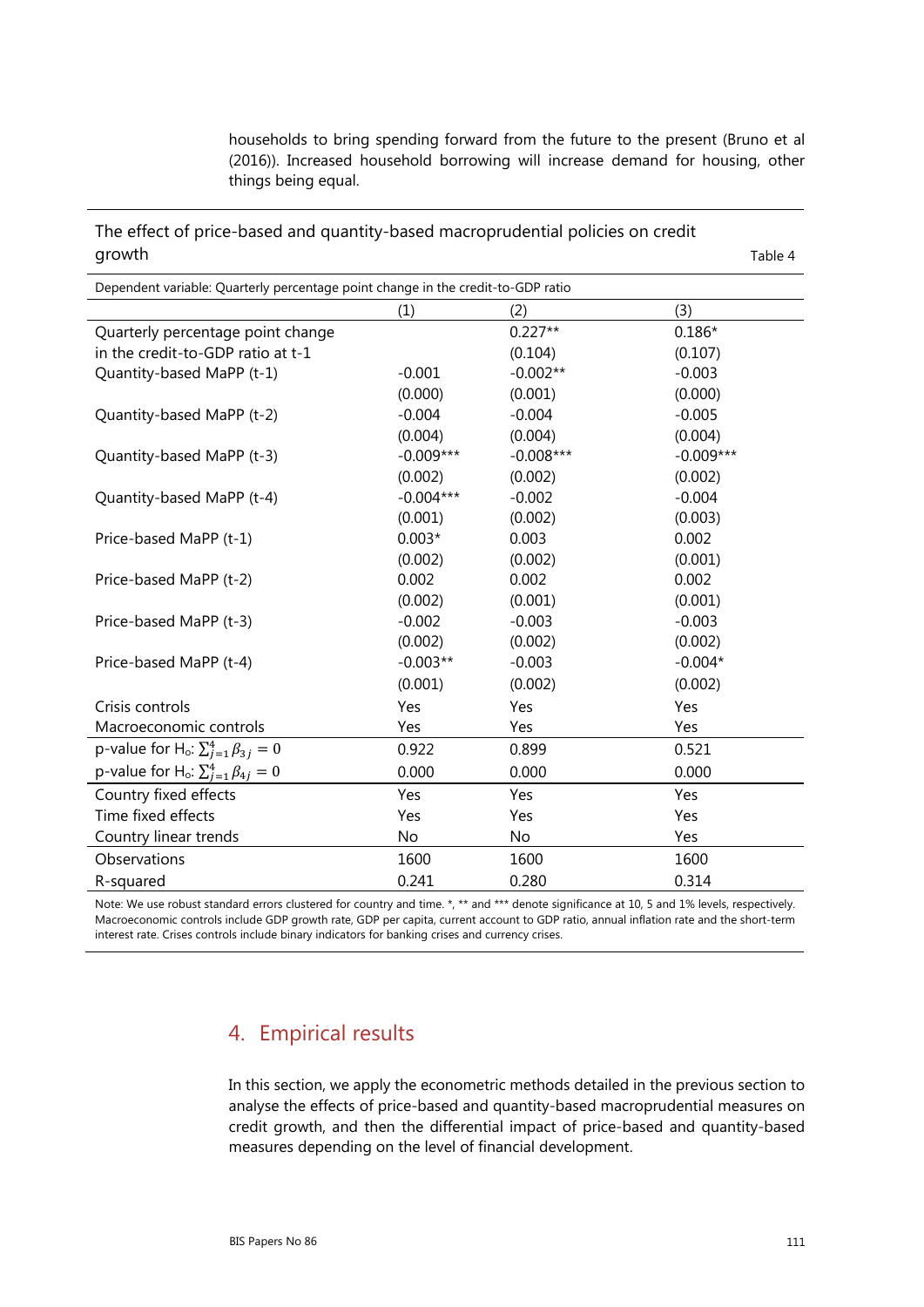households to bring spending forward from the future to the present (Bruno et al (2016)). Increased household borrowing will increase demand for housing, other things being equal.

The effect of price-based and quantity-based macroprudential policies on credit growth

Table 4

| Dependent variable: Quarterly percentage point change in the credit-to-GDP ratio | | | |
|---|---|---|---|
| | (1) | (2) | (3) |
| Quarterly percentage point change in the credit-to-GDP ratio at t-1 | | 0.227** | 0.186* |
| | | (0.104) | (0.107) |
| Quantity-based MaPP (t-1) | -0.001 | -0.002** | -0.003 |
| | (0.000) | (0.001) | (0.000) |
| Quantity-based MaPP (t-2) | -0.004 | -0.004 | -0.005 |
| | (0.004) | (0.004) | (0.004) |
| Quantity-based MaPP (t-3) | -0.009*** | -0.008*** | -0.009*** |
| | (0.002) | (0.002) | (0.002) |
| Quantity-based MaPP (t-4) | -0.004*** | -0.002 | -0.004 |
| | (0.001) | (0.002) | (0.003) |
| Price-based MaPP (t-1) | 0.003* | 0.003 | 0.002 |
| | (0.002) | (0.002) | (0.001) |
| Price-based MaPP (t-2) | 0.002 | 0.002 | 0.002 |
| | (0.002) | (0.001) | (0.001) |
| Price-based MaPP (t-3) | -0.002 | -0.003 | -0.003 |
| | (0.002) | (0.002) | (0.002) |
| Price-based MaPP (t-4) | -0.003** | -0.003 | -0.004* |
| | (0.001) | (0.002) | (0.002) |
| Crisis controls | Yes | Yes | Yes |
| Macroeconomic controls | Yes | Yes | Yes |
| p-value for $H_0$: $\sum_{j=1}^{4}\beta_{3j}=0$ | 0.922 | 0.899 | 0.521 |
| p-value for $H_0$: $\sum_{j=1}^{4}\beta_{4j}=0$ | 0.000 | 0.000 | 0.000 |
| Country fixed effects | Yes | Yes | Yes |
| Time fixed effects | Yes | Yes | Yes |
| Country linear trends | No | No | Yes |
| Observations | 1600 | 1600 | 1600 |
| R-squared | 0.241 | 0.280 | 0.314 |

Note: We use robust standard errors clustered for country and time. *, ** and *** denote significance at 10, 5 and 1% levels, respectively. Macroeconomic controls include GDP growth rate, GDP per capita, current account to GDP ratio, annual inflation rate and the short-term interest rate. Crises controls include binary indicators for banking crises and currency crises.

## 4. Empirical results

In this section, we apply the econometric methods detailed in the previous section to analyse the effects of price-based and quantity-based macroprudential measures on credit growth, and then the differential impact of price-based and quantity-based measures depending on the level of financial development.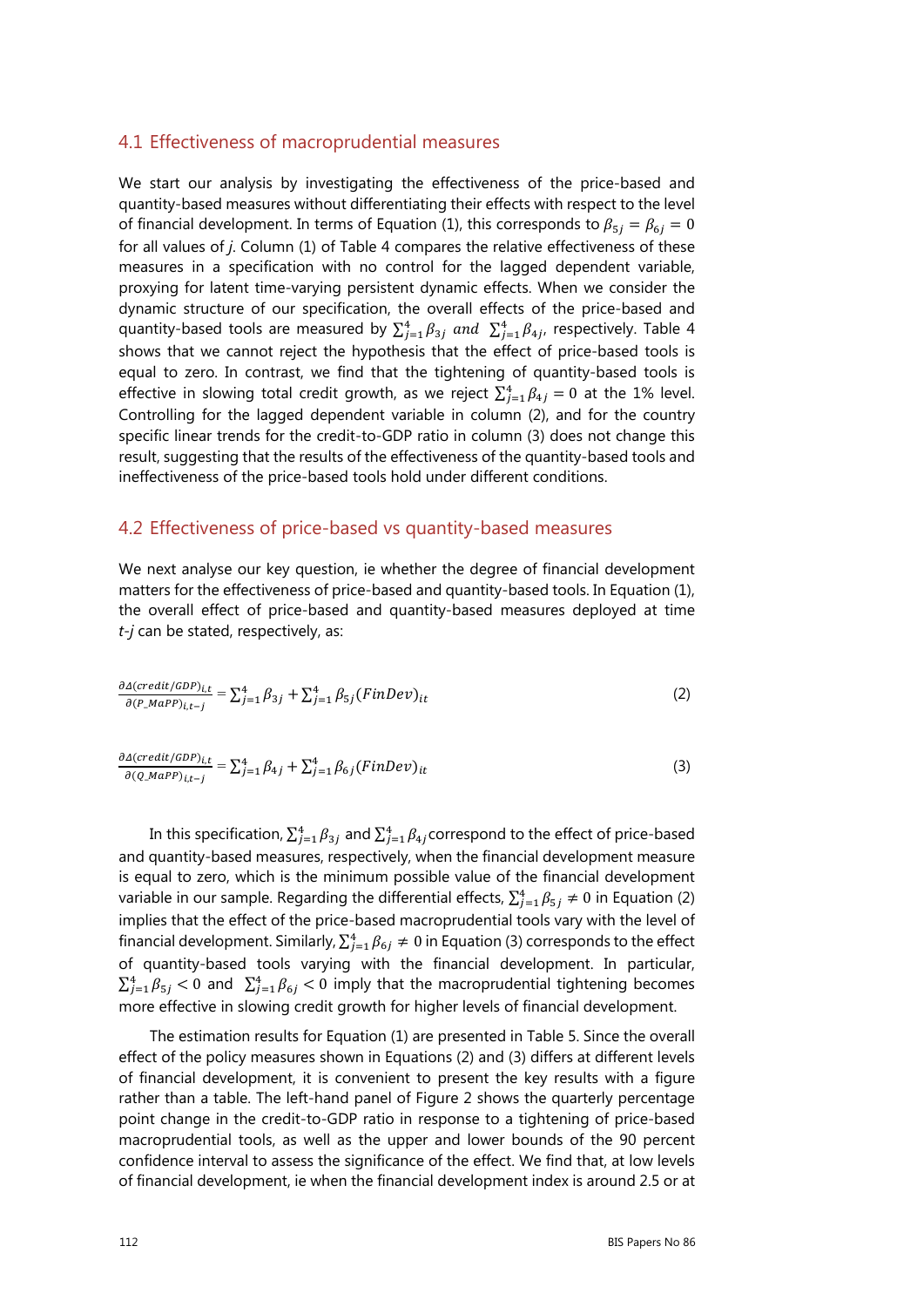## 4.1 Effectiveness of macroprudential measures

We start our analysis by investigating the effectiveness of the price-based and quantity-based measures without differentiating their effects with respect to the level of financial development. In terms of Equation (1), this corresponds to $\beta_{5j} = \beta_{6j} = 0$ for all values of *j*. Column (1) of Table 4 compares the relative effectiveness of these measures in a specification with no control for the lagged dependent variable, proxying for latent time-varying persistent dynamic effects. When we consider the dynamic structure of our specification, the overall effects of the price-based and quantity-based tools are measured by $\sum_{j=1}^{4}\beta_{3j}$ *and* $\sum_{j=1}^{4}\beta_{4j}$, respectively. Table 4 shows that we cannot reject the hypothesis that the effect of price-based tools is equal to zero. In contrast, we find that the tightening of quantity-based tools is effective in slowing total credit growth, as we reject $\sum_{j=1}^{4}\beta_{4j} = 0$ at the 1% level. Controlling for the lagged dependent variable in column (2), and for the country specific linear trends for the credit-to-GDP ratio in column (3) does not change this result, suggesting that the results of the effectiveness of the quantity-based tools and ineffectiveness of the price-based tools hold under different conditions.

## 4.2 Effectiveness of price-based vs quantity-based measures

We next analyse our key question, ie whether the degree of financial development matters for the effectiveness of price-based and quantity-based tools. In Equation (1), the overall effect of price-based and quantity-based measures deployed at time *t-j* can be stated, respectively, as:

$$\frac{\partial\Delta(credit/GDP)_{i,t}}{\partial(P\_MaPP)_{i,t-j}} = \sum_{j=1}^{4}\beta_{3j} + \sum_{j=1}^{4}\beta_{5j}(FinDev)_{it} \tag{2}$$

$$\frac{\partial\Delta(credit/GDP)_{i,t}}{\partial(Q\_MaPP)_{i,t-j}} = \sum_{j=1}^{4}\beta_{4j} + \sum_{j=1}^{4}\beta_{6j}(FinDev)_{it} \tag{3}$$

In this specification, $\sum_{j=1}^{4}\beta_{3j}$ and $\sum_{j=1}^{4}\beta_{4j}$ correspond to the effect of price-based and quantity-based measures, respectively, when the financial development measure is equal to zero, which is the minimum possible value of the financial development variable in our sample. Regarding the differential effects, $\sum_{j=1}^{4}\beta_{5j} \neq 0$ in Equation (2) implies that the effect of the price-based macroprudential tools vary with the level of financial development. Similarly, $\sum_{j=1}^{4}\beta_{6j} \neq 0$ in Equation (3) corresponds to the effect of quantity-based tools varying with the financial development. In particular, $\sum_{j=1}^{4}\beta_{5j} < 0$ and $\sum_{j=1}^{4}\beta_{6j} < 0$ imply that the macroprudential tightening becomes more effective in slowing credit growth for higher levels of financial development.

The estimation results for Equation (1) are presented in Table 5. Since the overall effect of the policy measures shown in Equations (2) and (3) differs at different levels of financial development, it is convenient to present the key results with a figure rather than a table. The left-hand panel of Figure 2 shows the quarterly percentage point change in the credit-to-GDP ratio in response to a tightening of price-based macroprudential tools, as well as the upper and lower bounds of the 90 percent confidence interval to assess the significance of the effect. We find that, at low levels of financial development, ie when the financial development index is around 2.5 or at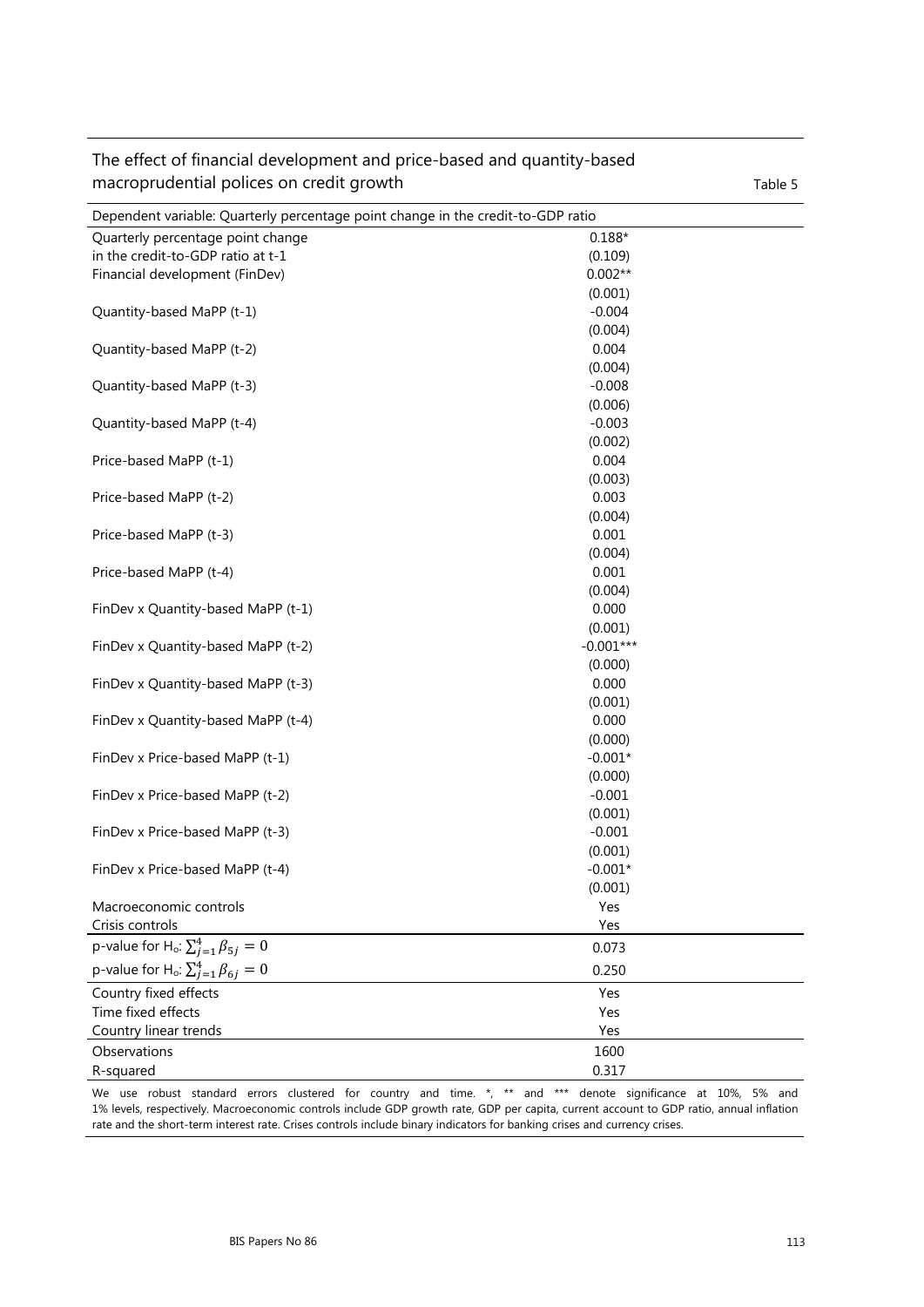## The effect of financial development and price-based and quantity-based macroprudential polices on credit growth

Table 5

| Dependent variable: Quarterly percentage point change in the credit-to-GDP ratio | |
|---|---|
| Quarterly percentage point change in the credit-to-GDP ratio at t-1 | 0.188* |
| | (0.109) |
| Financial development (FinDev) | 0.002** |
| | (0.001) |
| Quantity-based MaPP (t-1) | -0.004 |
| | (0.004) |
| Quantity-based MaPP (t-2) | 0.004 |
| | (0.004) |
| Quantity-based MaPP (t-3) | -0.008 |
| | (0.006) |
| Quantity-based MaPP (t-4) | -0.003 |
| | (0.002) |
| Price-based MaPP (t-1) | 0.004 |
| | (0.003) |
| Price-based MaPP (t-2) | 0.003 |
| | (0.004) |
| Price-based MaPP (t-3) | 0.001 |
| | (0.004) |
| Price-based MaPP (t-4) | 0.001 |
| | (0.004) |
| FinDev x Quantity-based MaPP (t-1) | 0.000 |
| | (0.001) |
| FinDev x Quantity-based MaPP (t-2) | -0.001*** |
| | (0.000) |
| FinDev x Quantity-based MaPP (t-3) | 0.000 |
| | (0.001) |
| FinDev x Quantity-based MaPP (t-4) | 0.000 |
| | (0.000) |
| FinDev x Price-based MaPP (t-1) | -0.001* |
| | (0.000) |
| FinDev x Price-based MaPP (t-2) | -0.001 |
| | (0.001) |
| FinDev x Price-based MaPP (t-3) | -0.001 |
| | (0.001) |
| FinDev x Price-based MaPP (t-4) | -0.001* |
| | (0.001) |
| Macroeconomic controls | Yes |
| Crisis controls | Yes |
| p-value for H$_o$: $\sum_{j=1}^{4}\beta_{5j} = 0$ | 0.073 |
| p-value for H$_o$: $\sum_{j=1}^{4}\beta_{6j} = 0$ | 0.250 |
| Country fixed effects | Yes |
| Time fixed effects | Yes |
| Country linear trends | Yes |
| Observations | 1600 |
| R-squared | 0.317 |

We use robust standard errors clustered for country and time. *, ** and *** denote significance at 10%, 5% and 1% levels, respectively. Macroeconomic controls include GDP growth rate, GDP per capita, current account to GDP ratio, annual inflation rate and the short-term interest rate. Crises controls include binary indicators for banking crises and currency crises.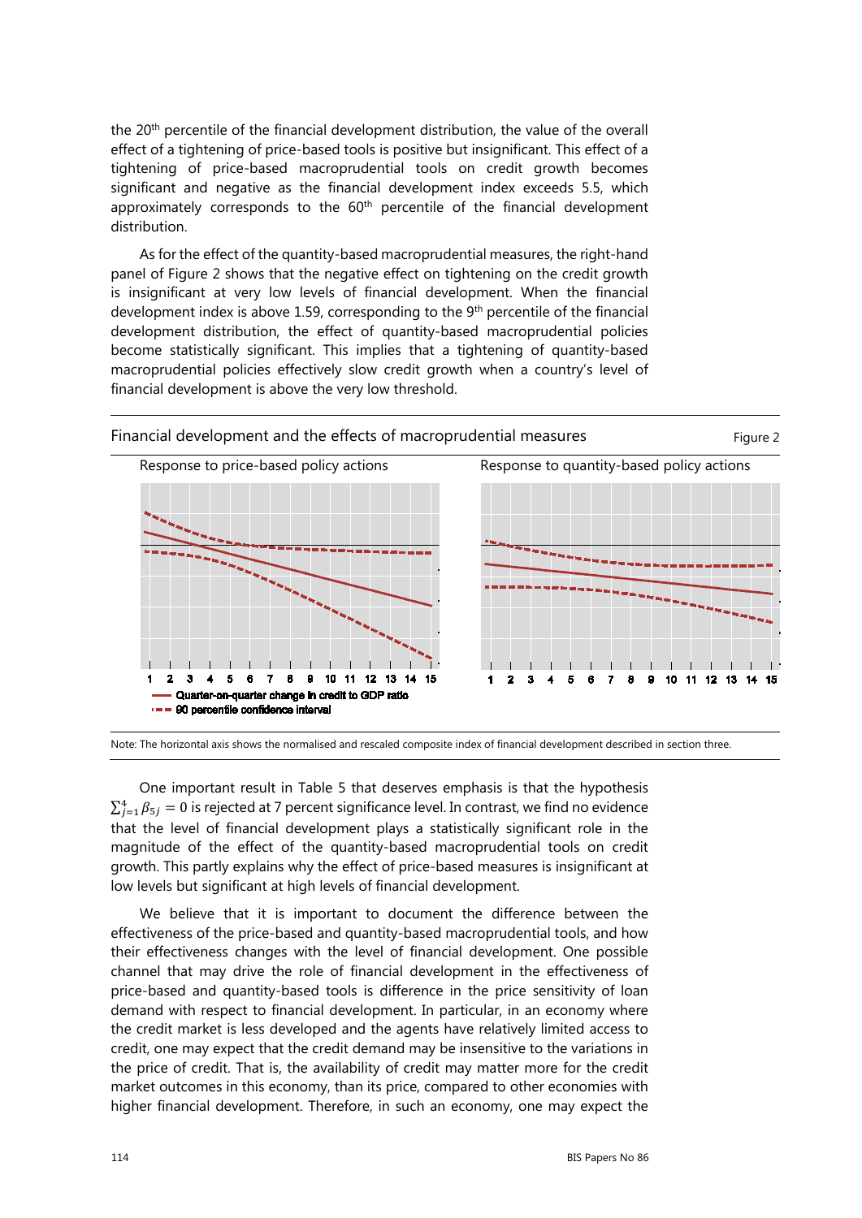the 20th percentile of the financial development distribution, the value of the overall effect of a tightening of price-based tools is positive but insignificant. This effect of a tightening of price-based macroprudential tools on credit growth becomes significant and negative as the financial development index exceeds 5.5, which approximately corresponds to the 60th percentile of the financial development distribution.

As for the effect of the quantity-based macroprudential measures, the right-hand panel of Figure 2 shows that the negative effect on tightening on the credit growth is insignificant at very low levels of financial development. When the financial development index is above 1.59, corresponding to the 9th percentile of the financial development distribution, the effect of quantity-based macroprudential policies become statistically significant. This implies that a tightening of quantity-based macroprudential policies effectively slow credit growth when a country's level of financial development is above the very low threshold.

Financial development and the effects of macroprudential measures

Figure 2

Response to price-based policy actions | Response to quantity-based policy actions

— Quarter-on-quarter change in credit to GDP ratio
- - - 90 percentile confidence interval

Note: The horizontal axis shows the normalised and rescaled composite index of financial development described in section three.

One important result in Table 5 that deserves emphasis is that the hypothesis $\sum_{j=1}^{4} \beta_{5j} = 0$ is rejected at 7 percent significance level. In contrast, we find no evidence that the level of financial development plays a statistically significant role in the magnitude of the effect of the quantity-based macroprudential tools on credit growth. This partly explains why the effect of price-based measures is insignificant at low levels but significant at high levels of financial development.

We believe that it is important to document the difference between the effectiveness of the price-based and quantity-based macroprudential tools, and how their effectiveness changes with the level of financial development. One possible channel that may drive the role of financial development in the effectiveness of price-based and quantity-based tools is difference in the price sensitivity of loan demand with respect to financial development. In particular, in an economy where the credit market is less developed and the agents have relatively limited access to credit, one may expect that the credit demand may be insensitive to the variations in the price of credit. That is, the availability of credit may matter more for the credit market outcomes in this economy, than its price, compared to other economies with higher financial development. Therefore, in such an economy, one may expect the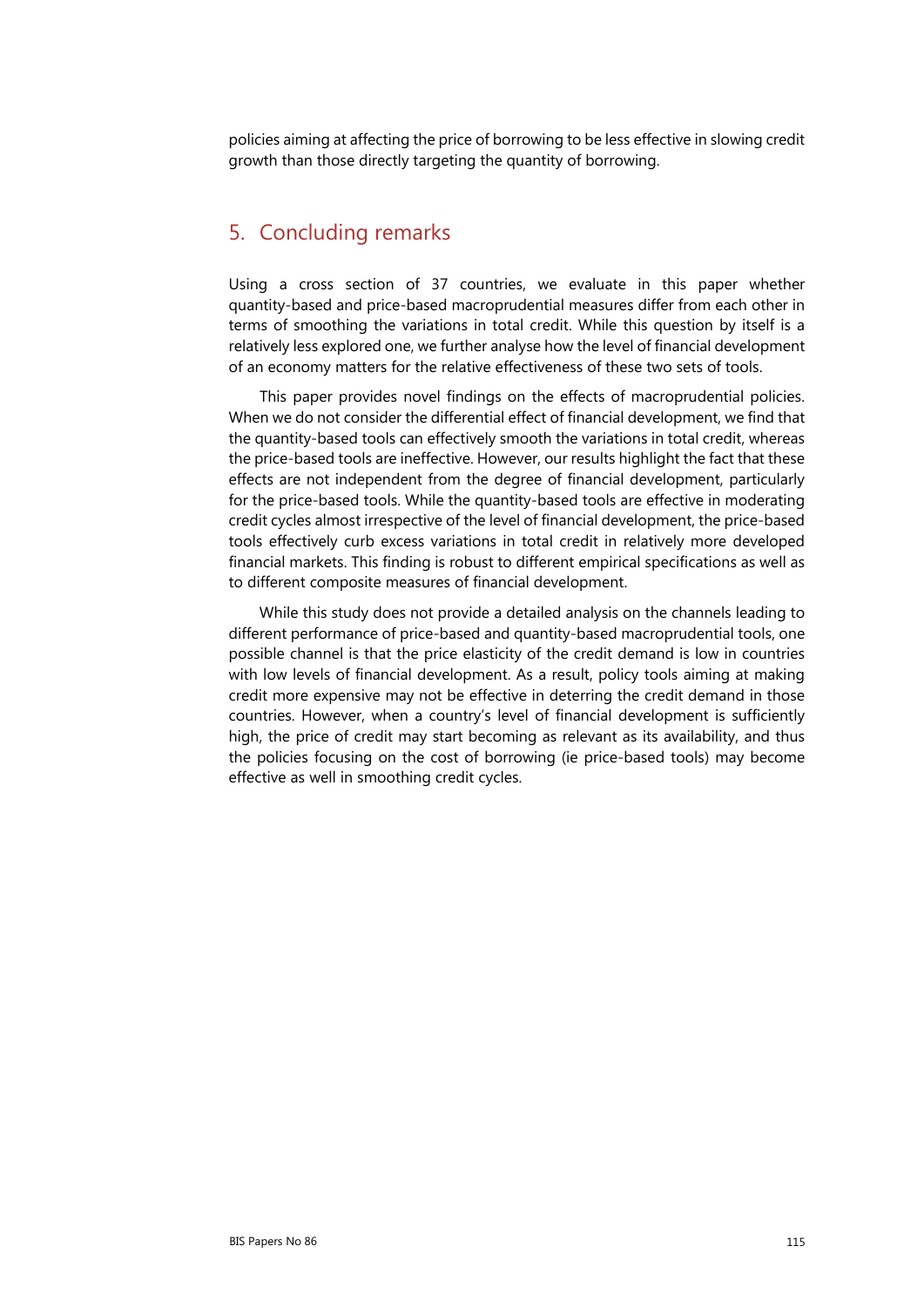policies aiming at affecting the price of borrowing to be less effective in slowing credit growth than those directly targeting the quantity of borrowing.

## 5. Concluding remarks

Using a cross section of 37 countries, we evaluate in this paper whether quantity-based and price-based macroprudential measures differ from each other in terms of smoothing the variations in total credit. While this question by itself is a relatively less explored one, we further analyse how the level of financial development of an economy matters for the relative effectiveness of these two sets of tools.

This paper provides novel findings on the effects of macroprudential policies. When we do not consider the differential effect of financial development, we find that the quantity-based tools can effectively smooth the variations in total credit, whereas the price-based tools are ineffective. However, our results highlight the fact that these effects are not independent from the degree of financial development, particularly for the price-based tools. While the quantity-based tools are effective in moderating credit cycles almost irrespective of the level of financial development, the price-based tools effectively curb excess variations in total credit in relatively more developed financial markets. This finding is robust to different empirical specifications as well as to different composite measures of financial development.

While this study does not provide a detailed analysis on the channels leading to different performance of price-based and quantity-based macroprudential tools, one possible channel is that the price elasticity of the credit demand is low in countries with low levels of financial development. As a result, policy tools aiming at making credit more expensive may not be effective in deterring the credit demand in those countries. However, when a country's level of financial development is sufficiently high, the price of credit may start becoming as relevant as its availability, and thus the policies focusing on the cost of borrowing (ie price-based tools) may become effective as well in smoothing credit cycles.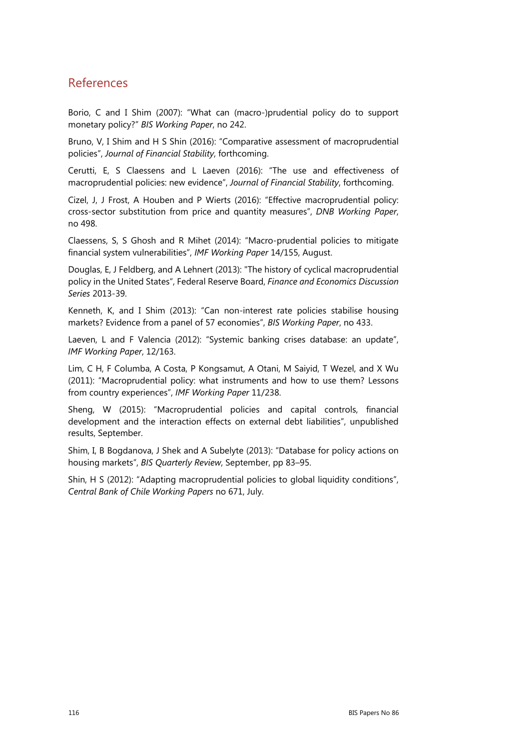## References

Borio, C and I Shim (2007): "What can (macro-)prudential policy do to support monetary policy?" *BIS Working Paper*, no 242.

Bruno, V, I Shim and H S Shin (2016): "Comparative assessment of macroprudential policies", *Journal of Financial Stability*, forthcoming.

Cerutti, E, S Claessens and L Laeven (2016): "The use and effectiveness of macroprudential policies: new evidence", *Journal of Financial Stability*, forthcoming.

Cizel, J, J Frost, A Houben and P Wierts (2016): "Effective macroprudential policy: cross-sector substitution from price and quantity measures", *DNB Working Paper*, no 498.

Claessens, S, S Ghosh and R Mihet (2014): "Macro-prudential policies to mitigate financial system vulnerabilities", *IMF Working Paper* 14/155, August.

Douglas, E, J Feldberg, and A Lehnert (2013): "The history of cyclical macroprudential policy in the United States", Federal Reserve Board, *Finance and Economics Discussion Series* 2013-39.

Kenneth, K, and I Shim (2013): "Can non-interest rate policies stabilise housing markets? Evidence from a panel of 57 economies", *BIS Working Paper*, no 433.

Laeven, L and F Valencia (2012): "Systemic banking crises database: an update", *IMF Working Paper*, 12/163.

Lim, C H, F Columba, A Costa, P Kongsamut, A Otani, M Saiyid, T Wezel, and X Wu (2011): "Macroprudential policy: what instruments and how to use them? Lessons from country experiences", *IMF Working Paper* 11/238.

Sheng, W (2015): "Macroprudential policies and capital controls, financial development and the interaction effects on external debt liabilities", unpublished results, September.

Shim, I, B Bogdanova, J Shek and A Subelyte (2013): "Database for policy actions on housing markets", *BIS Quarterly Review*, September, pp 83–95.

Shin, H S (2012): "Adapting macroprudential policies to global liquidity conditions", *Central Bank of Chile Working Papers* no 671, July.